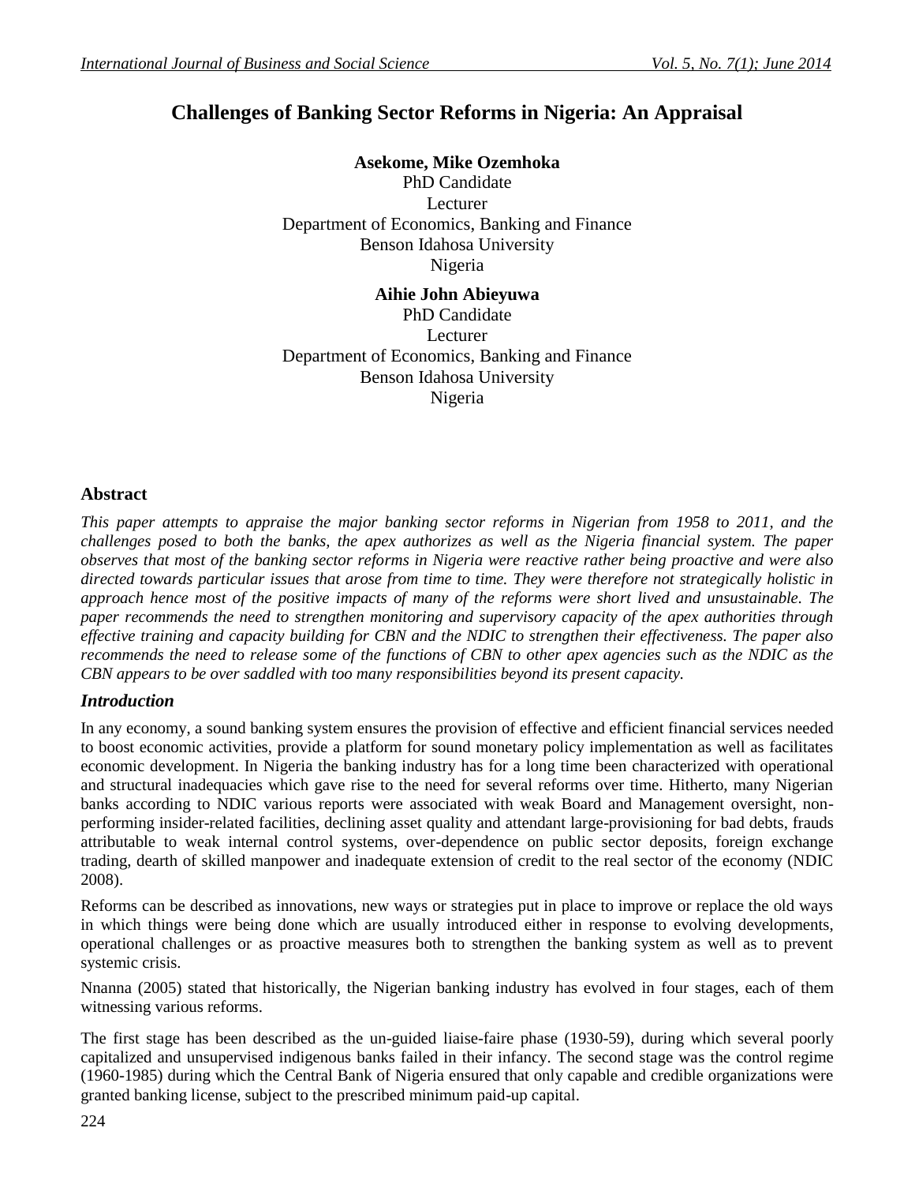# Challenges of Banking Sector Reforms in Nigeria: An Appraisal

**Asekome, Mike Ozemhoka**
PhD Candidate
Lecturer
Department of Economics, Banking and Finance
Benson Idahosa University
Nigeria

**Aihie John Abieyuwa**
PhD Candidate
Lecturer
Department of Economics, Banking and Finance
Benson Idahosa University
Nigeria

## Abstract

*This paper attempts to appraise the major banking sector reforms in Nigerian from 1958 to 2011, and the challenges posed to both the banks, the apex authorizes as well as the Nigeria financial system. The paper observes that most of the banking sector reforms in Nigeria were reactive rather being proactive and were also directed towards particular issues that arose from time to time. They were therefore not strategically holistic in approach hence most of the positive impacts of many of the reforms were short lived and unsustainable. The paper recommends the need to strengthen monitoring and supervisory capacity of the apex authorities through effective training and capacity building for CBN and the NDIC to strengthen their effectiveness. The paper also recommends the need to release some of the functions of CBN to other apex agencies such as the NDIC as the CBN appears to be over saddled with too many responsibilities beyond its present capacity.*

## *Introduction*

In any economy, a sound banking system ensures the provision of effective and efficient financial services needed to boost economic activities, provide a platform for sound monetary policy implementation as well as facilitates economic development. In Nigeria the banking industry has for a long time been characterized with operational and structural inadequacies which gave rise to the need for several reforms over time. Hitherto, many Nigerian banks according to NDIC various reports were associated with weak Board and Management oversight, non-performing insider-related facilities, declining asset quality and attendant large-provisioning for bad debts, frauds attributable to weak internal control systems, over-dependence on public sector deposits, foreign exchange trading, dearth of skilled manpower and inadequate extension of credit to the real sector of the economy (NDIC 2008).

Reforms can be described as innovations, new ways or strategies put in place to improve or replace the old ways in which things were being done which are usually introduced either in response to evolving developments, operational challenges or as proactive measures both to strengthen the banking system as well as to prevent systemic crisis.

Nnanna (2005) stated that historically, the Nigerian banking industry has evolved in four stages, each of them witnessing various reforms.

The first stage has been described as the un-guided liaise-faire phase (1930-59), during which several poorly capitalized and unsupervised indigenous banks failed in their infancy. The second stage was the control regime (1960-1985) during which the Central Bank of Nigeria ensured that only capable and credible organizations were granted banking license, subject to the prescribed minimum paid-up capital.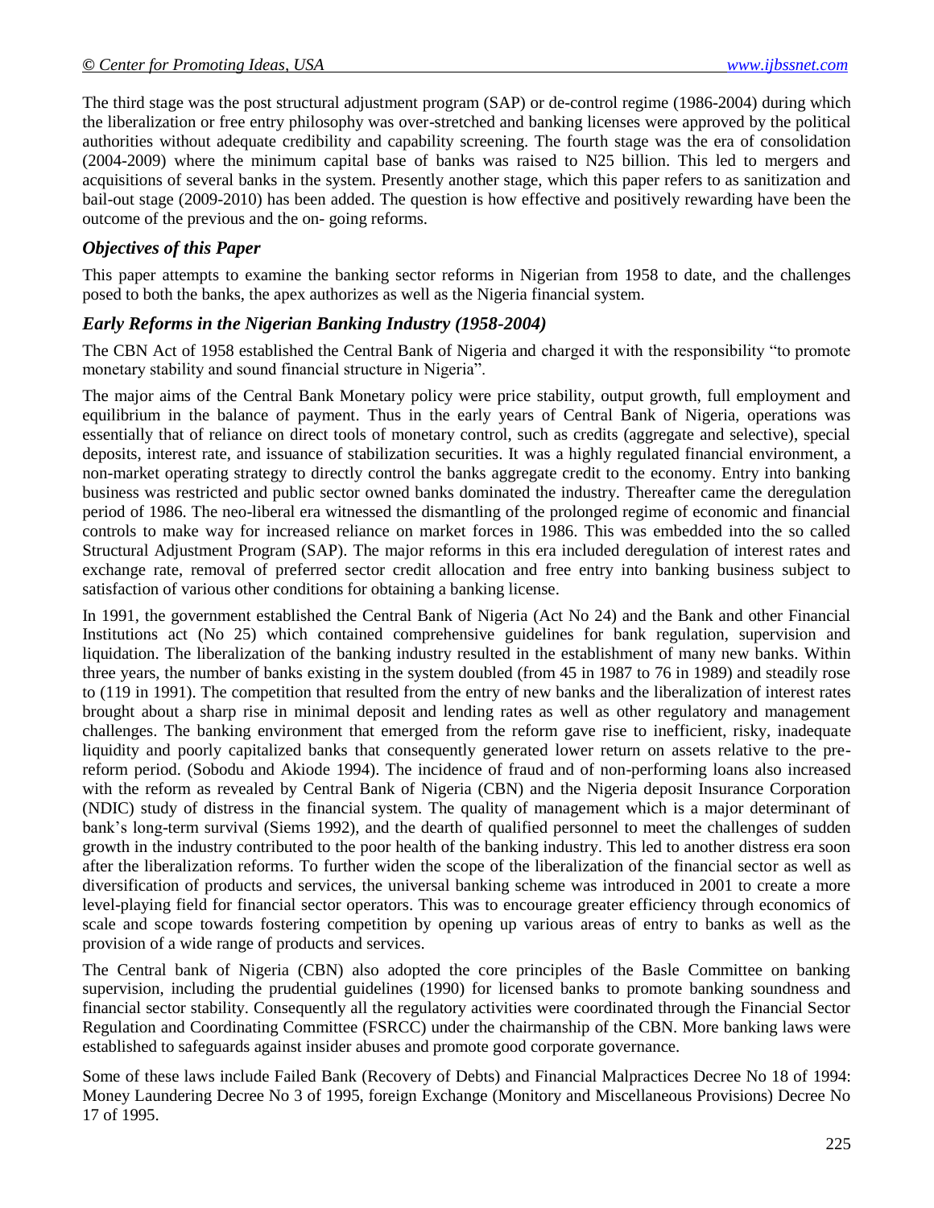The third stage was the post structural adjustment program (SAP) or de-control regime (1986-2004) during which the liberalization or free entry philosophy was over-stretched and banking licenses were approved by the political authorities without adequate credibility and capability screening. The fourth stage was the era of consolidation (2004-2009) where the minimum capital base of banks was raised to N25 billion. This led to mergers and acquisitions of several banks in the system. Presently another stage, which this paper refers to as sanitization and bail-out stage (2009-2010) has been added. The question is how effective and positively rewarding have been the outcome of the previous and the on- going reforms.

### *Objectives of this Paper*

This paper attempts to examine the banking sector reforms in Nigerian from 1958 to date, and the challenges posed to both the banks, the apex authorizes as well as the Nigeria financial system.

### *Early Reforms in the Nigerian Banking Industry (1958-2004)*

The CBN Act of 1958 established the Central Bank of Nigeria and charged it with the responsibility "to promote monetary stability and sound financial structure in Nigeria".

The major aims of the Central Bank Monetary policy were price stability, output growth, full employment and equilibrium in the balance of payment. Thus in the early years of Central Bank of Nigeria, operations was essentially that of reliance on direct tools of monetary control, such as credits (aggregate and selective), special deposits, interest rate, and issuance of stabilization securities. It was a highly regulated financial environment, a non-market operating strategy to directly control the banks aggregate credit to the economy. Entry into banking business was restricted and public sector owned banks dominated the industry. Thereafter came the deregulation period of 1986. The neo-liberal era witnessed the dismantling of the prolonged regime of economic and financial controls to make way for increased reliance on market forces in 1986. This was embedded into the so called Structural Adjustment Program (SAP). The major reforms in this era included deregulation of interest rates and exchange rate, removal of preferred sector credit allocation and free entry into banking business subject to satisfaction of various other conditions for obtaining a banking license.

In 1991, the government established the Central Bank of Nigeria (Act No 24) and the Bank and other Financial Institutions act (No 25) which contained comprehensive guidelines for bank regulation, supervision and liquidation. The liberalization of the banking industry resulted in the establishment of many new banks. Within three years, the number of banks existing in the system doubled (from 45 in 1987 to 76 in 1989) and steadily rose to (119 in 1991). The competition that resulted from the entry of new banks and the liberalization of interest rates brought about a sharp rise in minimal deposit and lending rates as well as other regulatory and management challenges. The banking environment that emerged from the reform gave rise to inefficient, risky, inadequate liquidity and poorly capitalized banks that consequently generated lower return on assets relative to the pre-reform period. (Sobodu and Akiode 1994). The incidence of fraud and of non-performing loans also increased with the reform as revealed by Central Bank of Nigeria (CBN) and the Nigeria deposit Insurance Corporation (NDIC) study of distress in the financial system. The quality of management which is a major determinant of bank's long-term survival (Siems 1992), and the dearth of qualified personnel to meet the challenges of sudden growth in the industry contributed to the poor health of the banking industry. This led to another distress era soon after the liberalization reforms. To further widen the scope of the liberalization of the financial sector as well as diversification of products and services, the universal banking scheme was introduced in 2001 to create a more level-playing field for financial sector operators. This was to encourage greater efficiency through economics of scale and scope towards fostering competition by opening up various areas of entry to banks as well as the provision of a wide range of products and services.

The Central bank of Nigeria (CBN) also adopted the core principles of the Basle Committee on banking supervision, including the prudential guidelines (1990) for licensed banks to promote banking soundness and financial sector stability. Consequently all the regulatory activities were coordinated through the Financial Sector Regulation and Coordinating Committee (FSRCC) under the chairmanship of the CBN. More banking laws were established to safeguards against insider abuses and promote good corporate governance.

Some of these laws include Failed Bank (Recovery of Debts) and Financial Malpractices Decree No 18 of 1994: Money Laundering Decree No 3 of 1995, foreign Exchange (Monitory and Miscellaneous Provisions) Decree No 17 of 1995.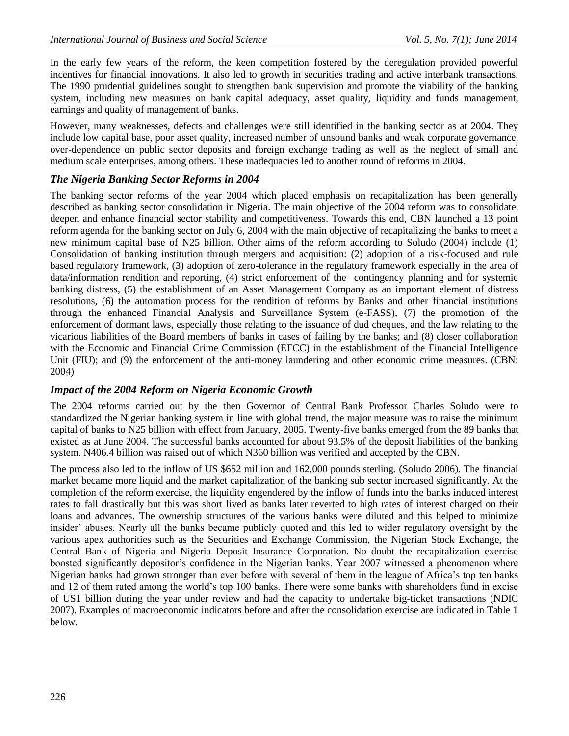In the early few years of the reform, the keen competition fostered by the deregulation provided powerful incentives for financial innovations. It also led to growth in securities trading and active interbank transactions. The 1990 prudential guidelines sought to strengthen bank supervision and promote the viability of the banking system, including new measures on bank capital adequacy, asset quality, liquidity and funds management, earnings and quality of management of banks.

However, many weaknesses, defects and challenges were still identified in the banking sector as at 2004. They include low capital base, poor asset quality, increased number of unsound banks and weak corporate governance, over-dependence on public sector deposits and foreign exchange trading as well as the neglect of small and medium scale enterprises, among others. These inadequacies led to another round of reforms in 2004.

### *The Nigeria Banking Sector Reforms in 2004*

The banking sector reforms of the year 2004 which placed emphasis on recapitalization has been generally described as banking sector consolidation in Nigeria. The main objective of the 2004 reform was to consolidate, deepen and enhance financial sector stability and competitiveness. Towards this end, CBN launched a 13 point reform agenda for the banking sector on July 6, 2004 with the main objective of recapitalizing the banks to meet a new minimum capital base of N25 billion. Other aims of the reform according to Soludo (2004) include (1) Consolidation of banking institution through mergers and acquisition: (2) adoption of a risk-focused and rule based regulatory framework, (3) adoption of zero-tolerance in the regulatory framework especially in the area of data/information rendition and reporting, (4) strict enforcement of the contingency planning and for systemic banking distress, (5) the establishment of an Asset Management Company as an important element of distress resolutions, (6) the automation process for the rendition of reforms by Banks and other financial institutions through the enhanced Financial Analysis and Surveillance System (e-FASS), (7) the promotion of the enforcement of dormant laws, especially those relating to the issuance of dud cheques, and the law relating to the vicarious liabilities of the Board members of banks in cases of failing by the banks; and (8) closer collaboration with the Economic and Financial Crime Commission (EFCC) in the establishment of the Financial Intelligence Unit (FIU); and (9) the enforcement of the anti-money laundering and other economic crime measures. (CBN: 2004)

### *Impact of the 2004 Reform on Nigeria Economic Growth*

The 2004 reforms carried out by the then Governor of Central Bank Professor Charles Soludo were to standardized the Nigerian banking system in line with global trend, the major measure was to raise the minimum capital of banks to N25 billion with effect from January, 2005. Twenty-five banks emerged from the 89 banks that existed as at June 2004. The successful banks accounted for about 93.5% of the deposit liabilities of the banking system. N406.4 billion was raised out of which N360 billion was verified and accepted by the CBN.

The process also led to the inflow of US $652 million and 162,000 pounds sterling. (Soludo 2006). The financial market became more liquid and the market capitalization of the banking sub sector increased significantly. At the completion of the reform exercise, the liquidity engendered by the inflow of funds into the banks induced interest rates to fall drastically but this was short lived as banks later reverted to high rates of interest charged on their loans and advances. The ownership structures of the various banks were diluted and this helped to minimize insider' abuses. Nearly all the banks became publicly quoted and this led to wider regulatory oversight by the various apex authorities such as the Securities and Exchange Commission, the Nigerian Stock Exchange, the Central Bank of Nigeria and Nigeria Deposit Insurance Corporation. No doubt the recapitalization exercise boosted significantly depositor's confidence in the Nigerian banks. Year 2007 witnessed a phenomenon where Nigerian banks had grown stronger than ever before with several of them in the league of Africa's top ten banks and 12 of them rated among the world's top 100 banks. There were some banks with shareholders fund in excise of US1 billion during the year under review and had the capacity to undertake big-ticket transactions (NDIC 2007). Examples of macroeconomic indicators before and after the consolidation exercise are indicated in Table 1 below.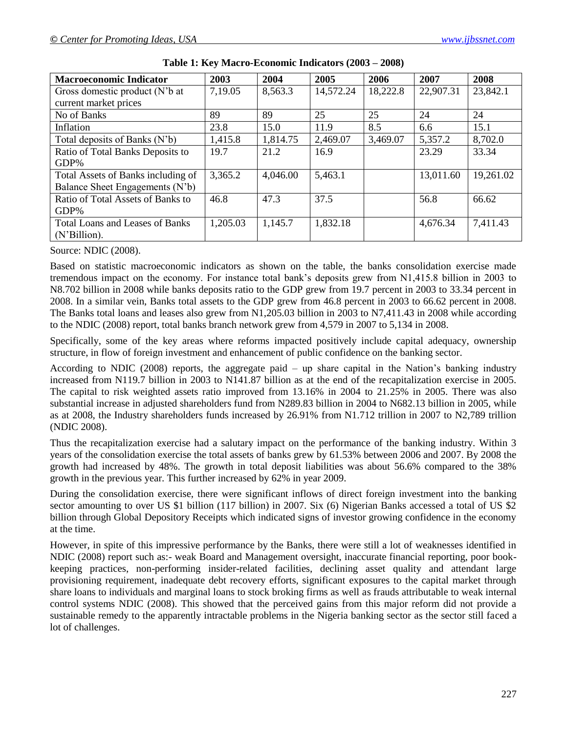**Table 1: Key Macro-Economic Indicators (2003 – 2008)**

| Macroeconomic Indicator | 2003 | 2004 | 2005 | 2006 | 2007 | 2008 |
|---|---|---|---|---|---|---|
| Gross domestic product (N'b at current market prices | 7,19.05 | 8,563.3 | 14,572.24 | 18,222.8 | 22,907.31 | 23,842.1 |
| No of Banks | 89 | 89 | 25 | 25 | 24 | 24 |
| Inflation | 23.8 | 15.0 | 11.9 | 8.5 | 6.6 | 15.1 |
| Total deposits of Banks (N'b) | 1,415.8 | 1,814.75 | 2,469.07 | 3,469.07 | 5,357.2 | 8,702.0 |
| Ratio of Total Banks Deposits to GDP% | 19.7 | 21.2 | 16.9 | | 23.29 | 33.34 |
| Total Assets of Banks including of Balance Sheet Engagements (N'b) | 3,365.2 | 4,046.00 | 5,463.1 | | 13,011.60 | 19,261.02 |
| Ratio of Total Assets of Banks to GDP% | 46.8 | 47.3 | 37.5 | | 56.8 | 66.62 |
| Total Loans and Leases of Banks (N'Billion). | 1,205.03 | 1,145.7 | 1,832.18 | | 4,676.34 | 7,411.43 |

Source: NDIC (2008).

Based on statistic macroeconomic indicators as shown on the table, the banks consolidation exercise made tremendous impact on the economy. For instance total bank's deposits grew from N1,415.8 billion in 2003 to N8.702 billion in 2008 while banks deposits ratio to the GDP grew from 19.7 percent in 2003 to 33.34 percent in 2008. In a similar vein, Banks total assets to the GDP grew from 46.8 percent in 2003 to 66.62 percent in 2008. The Banks total loans and leases also grew from N1,205.03 billion in 2003 to N7,411.43 in 2008 while according to the NDIC (2008) report, total banks branch network grew from 4,579 in 2007 to 5,134 in 2008.

Specifically, some of the key areas where reforms impacted positively include capital adequacy, ownership structure, in flow of foreign investment and enhancement of public confidence on the banking sector.

According to NDIC (2008) reports, the aggregate paid – up share capital in the Nation's banking industry increased from N119.7 billion in 2003 to N141.87 billion as at the end of the recapitalization exercise in 2005. The capital to risk weighted assets ratio improved from 13.16% in 2004 to 21.25% in 2005. There was also substantial increase in adjusted shareholders fund from N289.83 billion in 2004 to N682.13 billion in 2005, while as at 2008, the Industry shareholders funds increased by 26.91% from N1.712 trillion in 2007 to N2,789 trillion (NDIC 2008).

Thus the recapitalization exercise had a salutary impact on the performance of the banking industry. Within 3 years of the consolidation exercise the total assets of banks grew by 61.53% between 2006 and 2007. By 2008 the growth had increased by 48%. The growth in total deposit liabilities was about 56.6% compared to the 38% growth in the previous year. This further increased by 62% in year 2009.

During the consolidation exercise, there were significant inflows of direct foreign investment into the banking sector amounting to over US $1 billion (117 billion) in 2007. Six (6) Nigerian Banks accessed a total of US $2 billion through Global Depository Receipts which indicated signs of investor growing confidence in the economy at the time.

However, in spite of this impressive performance by the Banks, there were still a lot of weaknesses identified in NDIC (2008) report such as:- weak Board and Management oversight, inaccurate financial reporting, poor book-keeping practices, non-performing insider-related facilities, declining asset quality and attendant large provisioning requirement, inadequate debt recovery efforts, significant exposures to the capital market through share loans to individuals and marginal loans to stock broking firms as well as frauds attributable to weak internal control systems NDIC (2008). This showed that the perceived gains from this major reform did not provide a sustainable remedy to the apparently intractable problems in the Nigeria banking sector as the sector still faced a lot of challenges.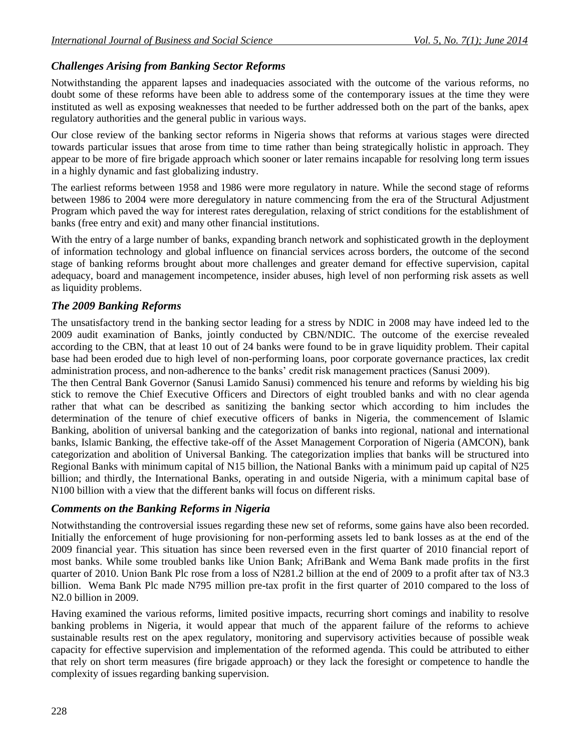### *Challenges Arising from Banking Sector Reforms*

Notwithstanding the apparent lapses and inadequacies associated with the outcome of the various reforms, no doubt some of these reforms have been able to address some of the contemporary issues at the time they were instituted as well as exposing weaknesses that needed to be further addressed both on the part of the banks, apex regulatory authorities and the general public in various ways.

Our close review of the banking sector reforms in Nigeria shows that reforms at various stages were directed towards particular issues that arose from time to time rather than being strategically holistic in approach. They appear to be more of fire brigade approach which sooner or later remains incapable for resolving long term issues in a highly dynamic and fast globalizing industry.

The earliest reforms between 1958 and 1986 were more regulatory in nature. While the second stage of reforms between 1986 to 2004 were more deregulatory in nature commencing from the era of the Structural Adjustment Program which paved the way for interest rates deregulation, relaxing of strict conditions for the establishment of banks (free entry and exit) and many other financial institutions.

With the entry of a large number of banks, expanding branch network and sophisticated growth in the deployment of information technology and global influence on financial services across borders, the outcome of the second stage of banking reforms brought about more challenges and greater demand for effective supervision, capital adequacy, board and management incompetence, insider abuses, high level of non performing risk assets as well as liquidity problems.

### *The 2009 Banking Reforms*

The unsatisfactory trend in the banking sector leading for a stress by NDIC in 2008 may have indeed led to the 2009 audit examination of Banks, jointly conducted by CBN/NDIC. The outcome of the exercise revealed according to the CBN, that at least 10 out of 24 banks were found to be in grave liquidity problem. Their capital base had been eroded due to high level of non-performing loans, poor corporate governance practices, lax credit administration process, and non-adherence to the banks' credit risk management practices (Sanusi 2009).

The then Central Bank Governor (Sanusi Lamido Sanusi) commenced his tenure and reforms by wielding his big stick to remove the Chief Executive Officers and Directors of eight troubled banks and with no clear agenda rather that what can be described as sanitizing the banking sector which according to him includes the determination of the tenure of chief executive officers of banks in Nigeria, the commencement of Islamic Banking, abolition of universal banking and the categorization of banks into regional, national and international banks, Islamic Banking, the effective take-off of the Asset Management Corporation of Nigeria (AMCON), bank categorization and abolition of Universal Banking. The categorization implies that banks will be structured into Regional Banks with minimum capital of N15 billion, the National Banks with a minimum paid up capital of N25 billion; and thirdly, the International Banks, operating in and outside Nigeria, with a minimum capital base of N100 billion with a view that the different banks will focus on different risks.

### *Comments on the Banking Reforms in Nigeria*

Notwithstanding the controversial issues regarding these new set of reforms, some gains have also been recorded. Initially the enforcement of huge provisioning for non-performing assets led to bank losses as at the end of the 2009 financial year. This situation has since been reversed even in the first quarter of 2010 financial report of most banks. While some troubled banks like Union Bank; AfriBank and Wema Bank made profits in the first quarter of 2010. Union Bank Plc rose from a loss of N281.2 billion at the end of 2009 to a profit after tax of N3.3 billion. Wema Bank Plc made N795 million pre-tax profit in the first quarter of 2010 compared to the loss of N2.0 billion in 2009.

Having examined the various reforms, limited positive impacts, recurring short comings and inability to resolve banking problems in Nigeria, it would appear that much of the apparent failure of the reforms to achieve sustainable results rest on the apex regulatory, monitoring and supervisory activities because of possible weak capacity for effective supervision and implementation of the reformed agenda. This could be attributed to either that rely on short term measures (fire brigade approach) or they lack the foresight or competence to handle the complexity of issues regarding banking supervision.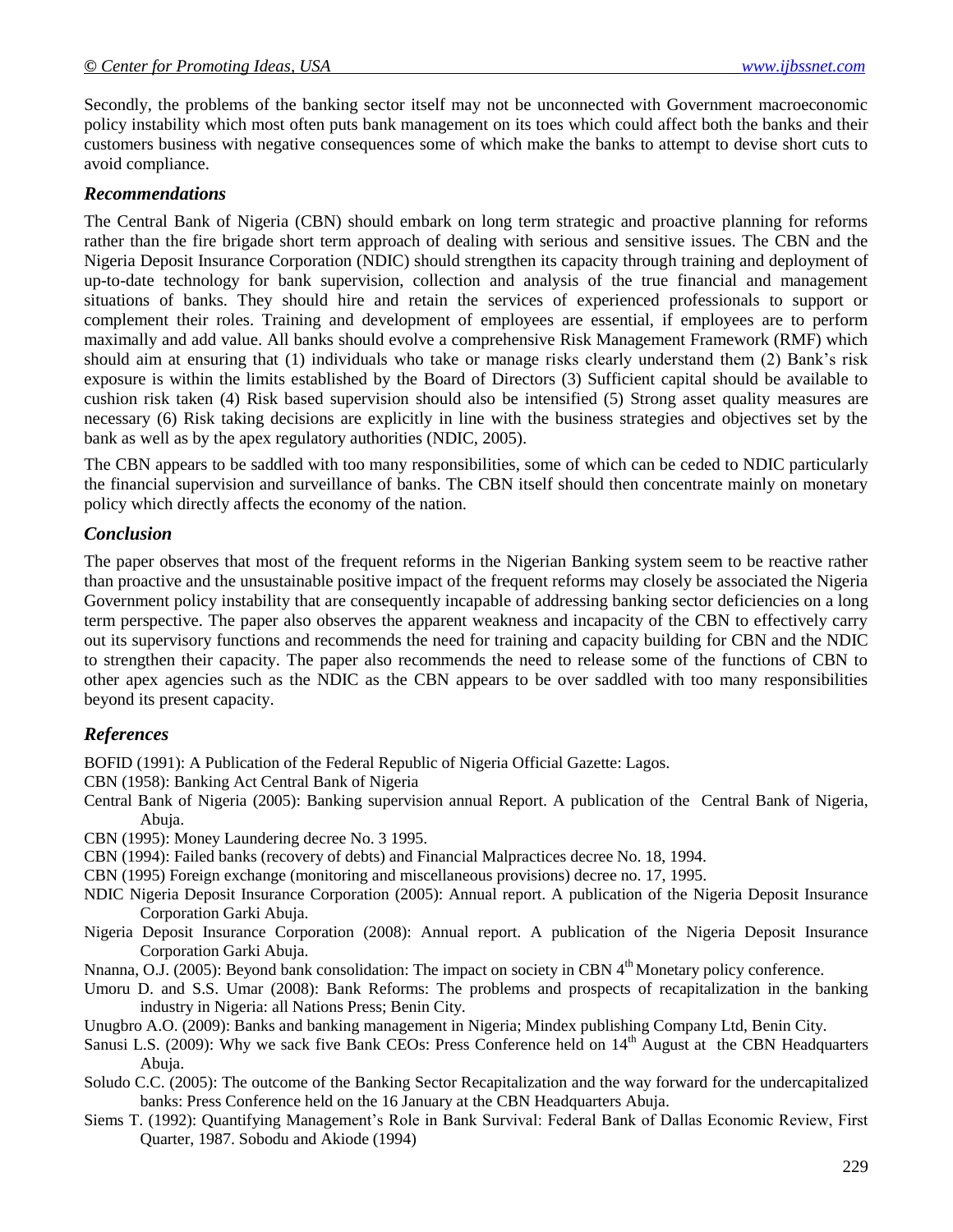Secondly, the problems of the banking sector itself may not be unconnected with Government macroeconomic policy instability which most often puts bank management on its toes which could affect both the banks and their customers business with negative consequences some of which make the banks to attempt to devise short cuts to avoid compliance.

### *Recommendations*

The Central Bank of Nigeria (CBN) should embark on long term strategic and proactive planning for reforms rather than the fire brigade short term approach of dealing with serious and sensitive issues. The CBN and the Nigeria Deposit Insurance Corporation (NDIC) should strengthen its capacity through training and deployment of up-to-date technology for bank supervision, collection and analysis of the true financial and management situations of banks. They should hire and retain the services of experienced professionals to support or complement their roles. Training and development of employees are essential, if employees are to perform maximally and add value. All banks should evolve a comprehensive Risk Management Framework (RMF) which should aim at ensuring that (1) individuals who take or manage risks clearly understand them (2) Bank's risk exposure is within the limits established by the Board of Directors (3) Sufficient capital should be available to cushion risk taken (4) Risk based supervision should also be intensified (5) Strong asset quality measures are necessary (6) Risk taking decisions are explicitly in line with the business strategies and objectives set by the bank as well as by the apex regulatory authorities (NDIC, 2005).

The CBN appears to be saddled with too many responsibilities, some of which can be ceded to NDIC particularly the financial supervision and surveillance of banks. The CBN itself should then concentrate mainly on monetary policy which directly affects the economy of the nation.

### *Conclusion*

The paper observes that most of the frequent reforms in the Nigerian Banking system seem to be reactive rather than proactive and the unsustainable positive impact of the frequent reforms may closely be associated the Nigeria Government policy instability that are consequently incapable of addressing banking sector deficiencies on a long term perspective. The paper also observes the apparent weakness and incapacity of the CBN to effectively carry out its supervisory functions and recommends the need for training and capacity building for CBN and the NDIC to strengthen their capacity. The paper also recommends the need to release some of the functions of CBN to other apex agencies such as the NDIC as the CBN appears to be over saddled with too many responsibilities beyond its present capacity.

### *References*

BOFID (1991): A Publication of the Federal Republic of Nigeria Official Gazette: Lagos.

CBN (1958): Banking Act Central Bank of Nigeria

Central Bank of Nigeria (2005): Banking supervision annual Report. A publication of the Central Bank of Nigeria, Abuja.

CBN (1995): Money Laundering decree No. 3 1995.

CBN (1994): Failed banks (recovery of debts) and Financial Malpractices decree No. 18, 1994.

CBN (1995) Foreign exchange (monitoring and miscellaneous provisions) decree no. 17, 1995.

NDIC Nigeria Deposit Insurance Corporation (2005): Annual report. A publication of the Nigeria Deposit Insurance Corporation Garki Abuja.

Nigeria Deposit Insurance Corporation (2008): Annual report. A publication of the Nigeria Deposit Insurance Corporation Garki Abuja.

Nnanna, O.J. (2005): Beyond bank consolidation: The impact on society in CBN 4th Monetary policy conference.

Umoru D. and S.S. Umar (2008): Bank Reforms: The problems and prospects of recapitalization in the banking industry in Nigeria: all Nations Press; Benin City.

Unugbro A.O. (2009): Banks and banking management in Nigeria; Mindex publishing Company Ltd, Benin City.

Sanusi L.S. (2009): Why we sack five Bank CEOs: Press Conference held on 14th August at the CBN Headquarters Abuja.

Soludo C.C. (2005): The outcome of the Banking Sector Recapitalization and the way forward for the undercapitalized banks: Press Conference held on the 16 January at the CBN Headquarters Abuja.

Siems T. (1992): Quantifying Management's Role in Bank Survival: Federal Bank of Dallas Economic Review, First Quarter, 1987. Sobodu and Akiode (1994)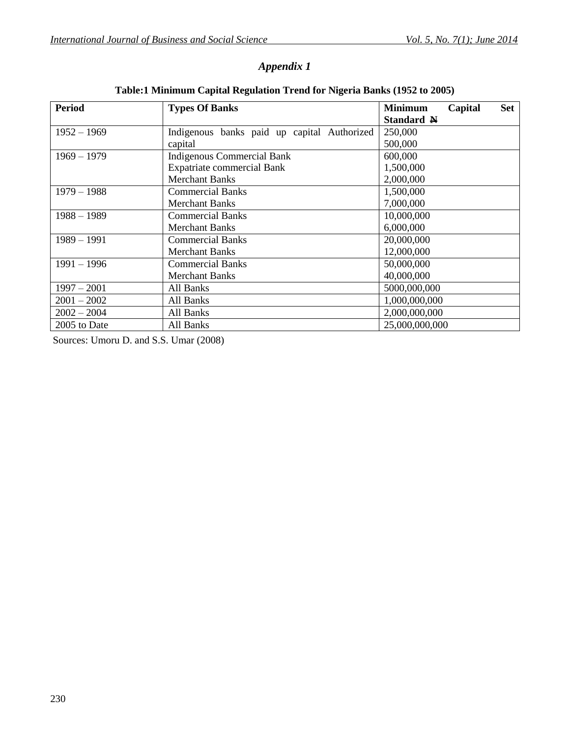## *Appendix 1*

**Table:1 Minimum Capital Regulation Trend for Nigeria Banks (1952 to 2005)**

| **Period** | **Types Of Banks** | **Minimum Capital Set Standard ₦** |
|---|---|---|
| 1952 – 1969 | Indigenous banks paid up capital Authorized capital | 250,000<br>500,000 |
| 1969 – 1979 | Indigenous Commercial Bank<br>Expatriate commercial Bank<br>Merchant Banks | 600,000<br>1,500,000<br>2,000,000 |
| 1979 – 1988 | Commercial Banks<br>Merchant Banks | 1,500,000<br>7,000,000 |
| 1988 – 1989 | Commercial Banks<br>Merchant Banks | 10,000,000<br>6,000,000 |
| 1989 – 1991 | Commercial Banks<br>Merchant Banks | 20,000,000<br>12,000,000 |
| 1991 – 1996 | Commercial Banks<br>Merchant Banks | 50,000,000<br>40,000,000 |
| 1997 – 2001 | All Banks | 5000,000,000 |
| 2001 – 2002 | All Banks | 1,000,000,000 |
| 2002 – 2004 | All Banks | 2,000,000,000 |
| 2005 to Date | All Banks | 25,000,000,000 |

Sources: Umoru D. and S.S. Umar (2008)